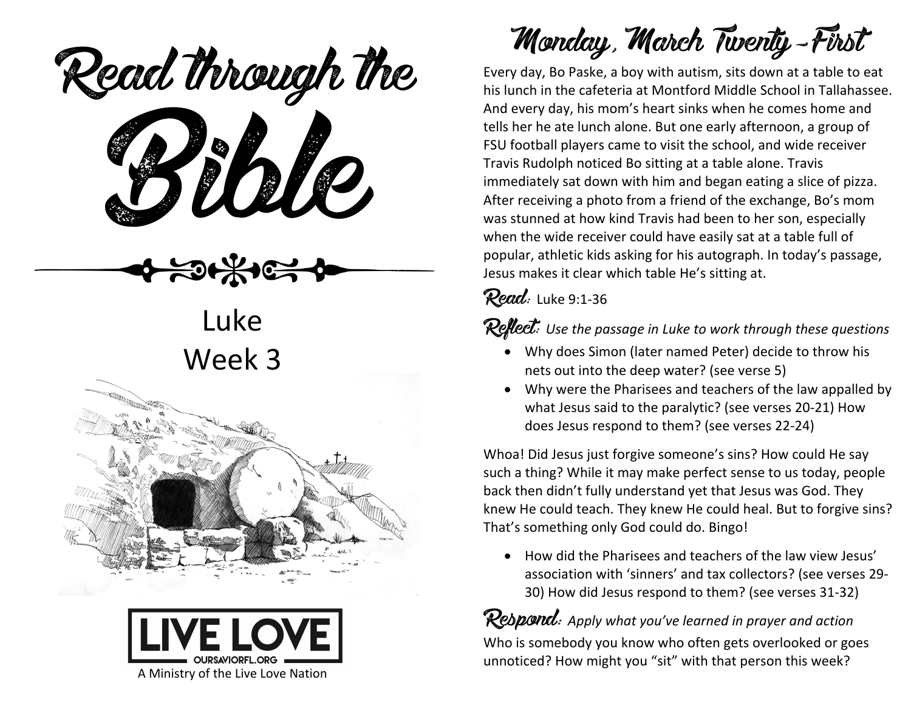# Read through the Bible

Luke
Week 3

**LIVE LOVE**
OURSAVIORFL.ORG
A Ministry of the Live Love Nation

## Monday, March Twenty-First

Every day, Bo Paske, a boy with autism, sits down at a table to eat his lunch in the cafeteria at Montford Middle School in Tallahassee. And every day, his mom's heart sinks when he comes home and tells her he ate lunch alone. But one early afternoon, a group of FSU football players came to visit the school, and wide receiver Travis Rudolph noticed Bo sitting at a table alone. Travis immediately sat down with him and began eating a slice of pizza. After receiving a photo from a friend of the exchange, Bo's mom was stunned at how kind Travis had been to her son, especially when the wide receiver could have easily sat at a table full of popular, athletic kids asking for his autograph. In today's passage, Jesus makes it clear which table He's sitting at.

**Read:** Luke 9:1-36

**Reflect:** *Use the passage in Luke to work through these questions*

- Why does Simon (later named Peter) decide to throw his nets out into the deep water? (see verse 5)
- Why were the Pharisees and teachers of the law appalled by what Jesus said to the paralytic? (see verses 20-21) How does Jesus respond to them? (see verses 22-24)

Whoa! Did Jesus just forgive someone's sins? How could He say such a thing? While it may make perfect sense to us today, people back then didn't fully understand yet that Jesus was God. They knew He could teach. They knew He could heal. But to forgive sins? That's something only God could do. Bingo!

- How did the Pharisees and teachers of the law view Jesus' association with 'sinners' and tax collectors? (see verses 29-30) How did Jesus respond to them? (see verses 31-32)

**Respond:** *Apply what you've learned in prayer and action*

Who is somebody you know who often gets overlooked or goes unnoticed? How might you "sit" with that person this week?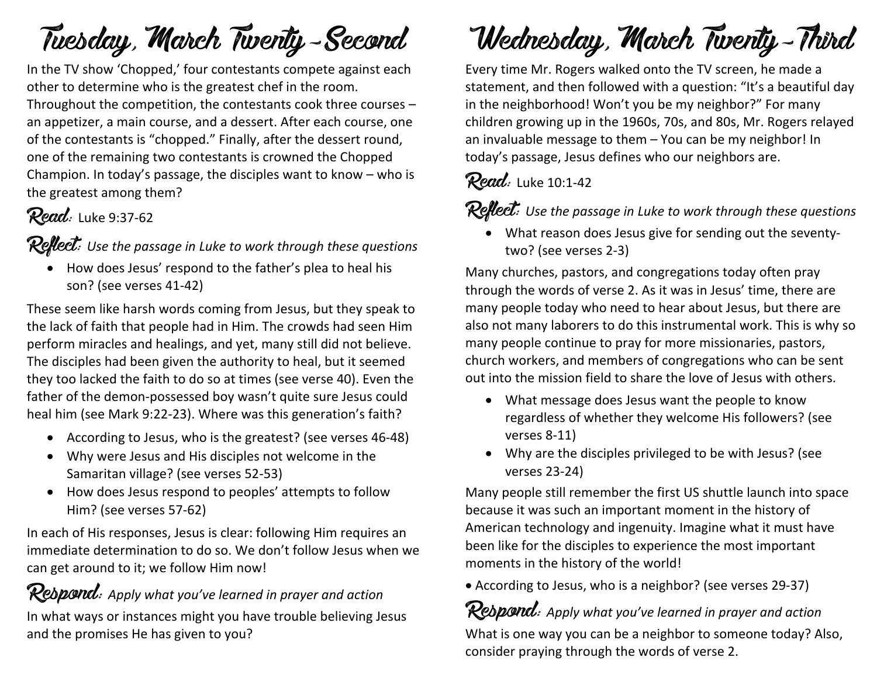# Tuesday, March Twenty-Second

In the TV show 'Chopped,' four contestants compete against each other to determine who is the greatest chef in the room. Throughout the competition, the contestants cook three courses – an appetizer, a main course, and a dessert. After each course, one of the contestants is "chopped." Finally, after the dessert round, one of the remaining two contestants is crowned the Chopped Champion. In today's passage, the disciples want to know – who is the greatest among them?

**Read:** Luke 9:37-62

**Reflect:** *Use the passage in Luke to work through these questions*

- How does Jesus' respond to the father's plea to heal his son? (see verses 41-42)

These seem like harsh words coming from Jesus, but they speak to the lack of faith that people had in Him. The crowds had seen Him perform miracles and healings, and yet, many still did not believe. The disciples had been given the authority to heal, but it seemed they too lacked the faith to do so at times (see verse 40). Even the father of the demon-possessed boy wasn't quite sure Jesus could heal him (see Mark 9:22-23). Where was this generation's faith?

- According to Jesus, who is the greatest? (see verses 46-48)
- Why were Jesus and His disciples not welcome in the Samaritan village? (see verses 52-53)
- How does Jesus respond to peoples' attempts to follow Him? (see verses 57-62)

In each of His responses, Jesus is clear: following Him requires an immediate determination to do so. We don't follow Jesus when we can get around to it; we follow Him now!

**Respond:** *Apply what you've learned in prayer and action*

In what ways or instances might you have trouble believing Jesus and the promises He has given to you?

# Wednesday, March Twenty-Third

Every time Mr. Rogers walked onto the TV screen, he made a statement, and then followed with a question: "It's a beautiful day in the neighborhood! Won't you be my neighbor?" For many children growing up in the 1960s, 70s, and 80s, Mr. Rogers relayed an invaluable message to them – You can be my neighbor! In today's passage, Jesus defines who our neighbors are.

**Read:** Luke 10:1-42

**Reflect:** *Use the passage in Luke to work through these questions*

- What reason does Jesus give for sending out the seventy-two? (see verses 2-3)

Many churches, pastors, and congregations today often pray through the words of verse 2. As it was in Jesus' time, there are many people today who need to hear about Jesus, but there are also not many laborers to do this instrumental work. This is why so many people continue to pray for more missionaries, pastors, church workers, and members of congregations who can be sent out into the mission field to share the love of Jesus with others.

- What message does Jesus want the people to know regardless of whether they welcome His followers? (see verses 8-11)
- Why are the disciples privileged to be with Jesus? (see verses 23-24)

Many people still remember the first US shuttle launch into space because it was such an important moment in the history of American technology and ingenuity. Imagine what it must have been like for the disciples to experience the most important moments in the history of the world!

- According to Jesus, who is a neighbor? (see verses 29-37)

**Respond:** *Apply what you've learned in prayer and action*

What is one way you can be a neighbor to someone today? Also, consider praying through the words of verse 2.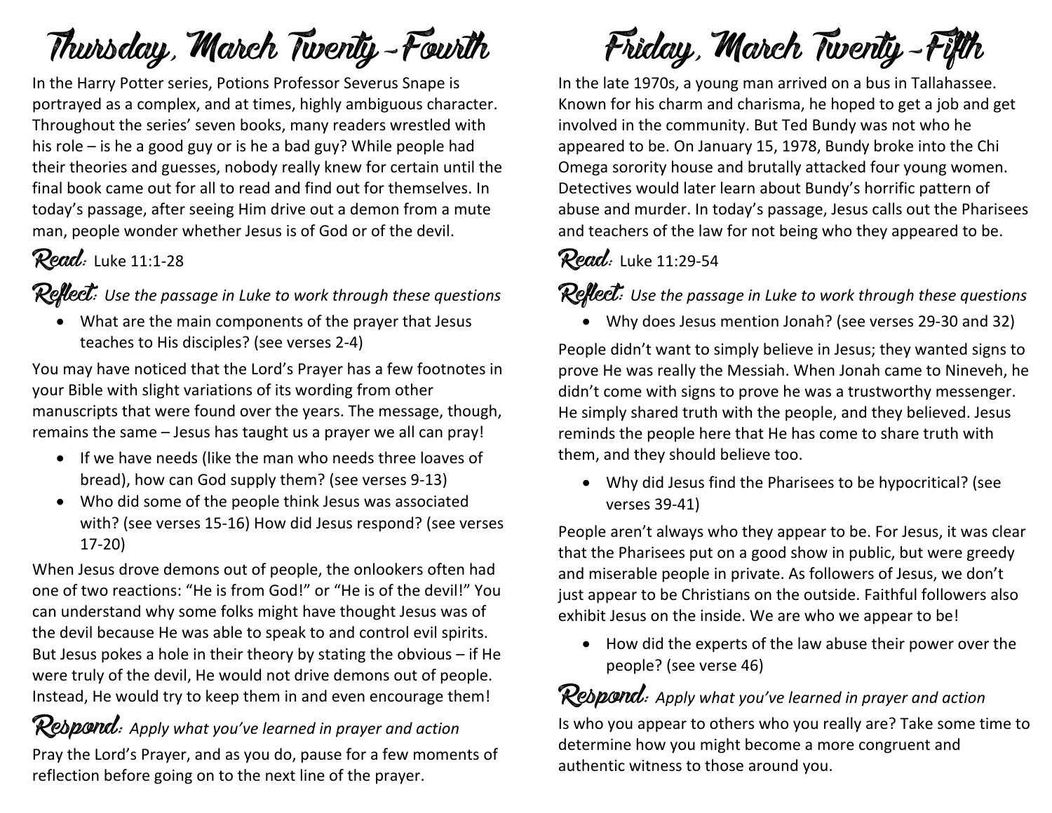# Thursday, March Twenty-Fourth

In the Harry Potter series, Potions Professor Severus Snape is portrayed as a complex, and at times, highly ambiguous character. Throughout the series' seven books, many readers wrestled with his role – is he a good guy or is he a bad guy? While people had their theories and guesses, nobody really knew for certain until the final book came out for all to read and find out for themselves. In today's passage, after seeing Him drive out a demon from a mute man, people wonder whether Jesus is of God or of the devil.

## Read: Luke 11:1-28

## Reflect: *Use the passage in Luke to work through these questions*

- What are the main components of the prayer that Jesus teaches to His disciples? (see verses 2-4)

You may have noticed that the Lord's Prayer has a few footnotes in your Bible with slight variations of its wording from other manuscripts that were found over the years. The message, though, remains the same – Jesus has taught us a prayer we all can pray!

- If we have needs (like the man who needs three loaves of bread), how can God supply them? (see verses 9-13)
- Who did some of the people think Jesus was associated with? (see verses 15-16) How did Jesus respond? (see verses 17-20)

When Jesus drove demons out of people, the onlookers often had one of two reactions: "He is from God!" or "He is of the devil!" You can understand why some folks might have thought Jesus was of the devil because He was able to speak to and control evil spirits. But Jesus pokes a hole in their theory by stating the obvious – if He were truly of the devil, He would not drive demons out of people. Instead, He would try to keep them in and even encourage them!

## Respond: *Apply what you've learned in prayer and action*

Pray the Lord's Prayer, and as you do, pause for a few moments of reflection before going on to the next line of the prayer.

# Friday, March Twenty-Fifth

In the late 1970s, a young man arrived on a bus in Tallahassee. Known for his charm and charisma, he hoped to get a job and get involved in the community. But Ted Bundy was not who he appeared to be. On January 15, 1978, Bundy broke into the Chi Omega sorority house and brutally attacked four young women. Detectives would later learn about Bundy's horrific pattern of abuse and murder. In today's passage, Jesus calls out the Pharisees and teachers of the law for not being who they appeared to be.

## Read: Luke 11:29-54

## Reflect: *Use the passage in Luke to work through these questions*

- Why does Jesus mention Jonah? (see verses 29-30 and 32)

People didn't want to simply believe in Jesus; they wanted signs to prove He was really the Messiah. When Jonah came to Nineveh, he didn't come with signs to prove he was a trustworthy messenger. He simply shared truth with the people, and they believed. Jesus reminds the people here that He has come to share truth with them, and they should believe too.

- Why did Jesus find the Pharisees to be hypocritical? (see verses 39-41)

People aren't always who they appear to be. For Jesus, it was clear that the Pharisees put on a good show in public, but were greedy and miserable people in private. As followers of Jesus, we don't just appear to be Christians on the outside. Faithful followers also exhibit Jesus on the inside. We are who we appear to be!

- How did the experts of the law abuse their power over the people? (see verse 46)

## Respond: *Apply what you've learned in prayer and action*

Is who you appear to others who you really are? Take some time to determine how you might become a more congruent and authentic witness to those around you.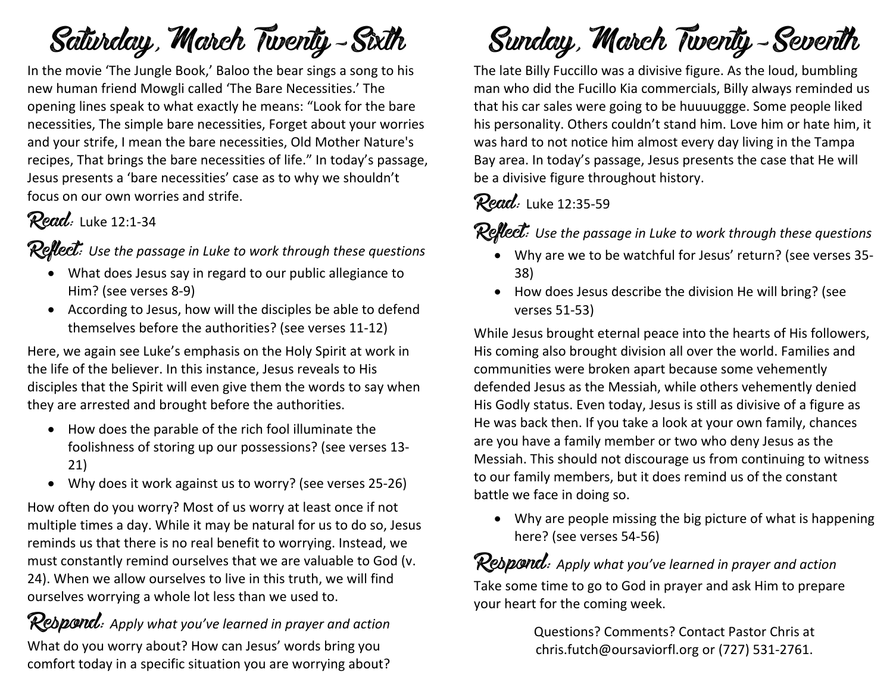# Saturday, March Twenty-Sixth

In the movie 'The Jungle Book,' Baloo the bear sings a song to his new human friend Mowgli called 'The Bare Necessities.' The opening lines speak to what exactly he means: "Look for the bare necessities, The simple bare necessities, Forget about your worries and your strife, I mean the bare necessities, Old Mother Nature's recipes, That brings the bare necessities of life." In today's passage, Jesus presents a 'bare necessities' case as to why we shouldn't focus on our own worries and strife.

**Read:** Luke 12:1-34

**Reflect:** *Use the passage in Luke to work through these questions*

- What does Jesus say in regard to our public allegiance to Him? (see verses 8-9)
- According to Jesus, how will the disciples be able to defend themselves before the authorities? (see verses 11-12)

Here, we again see Luke's emphasis on the Holy Spirit at work in the life of the believer. In this instance, Jesus reveals to His disciples that the Spirit will even give them the words to say when they are arrested and brought before the authorities.

- How does the parable of the rich fool illuminate the foolishness of storing up our possessions? (see verses 13-21)
- Why does it work against us to worry? (see verses 25-26)

How often do you worry? Most of us worry at least once if not multiple times a day. While it may be natural for us to do so, Jesus reminds us that there is no real benefit to worrying. Instead, we must constantly remind ourselves that we are valuable to God (v. 24). When we allow ourselves to live in this truth, we will find ourselves worrying a whole lot less than we used to.

**Respond:** *Apply what you've learned in prayer and action*

What do you worry about? How can Jesus' words bring you comfort today in a specific situation you are worrying about?

# Sunday, March Twenty-Seventh

The late Billy Fuccillo was a divisive figure. As the loud, bumbling man who did the Fucillo Kia commercials, Billy always reminded us that his car sales were going to be huuuuggge. Some people liked his personality. Others couldn't stand him. Love him or hate him, it was hard to not notice him almost every day living in the Tampa Bay area. In today's passage, Jesus presents the case that He will be a divisive figure throughout history.

**Read:** Luke 12:35-59

**Reflect:** *Use the passage in Luke to work through these questions*

- Why are we to be watchful for Jesus' return? (see verses 35-38)
- How does Jesus describe the division He will bring? (see verses 51-53)

While Jesus brought eternal peace into the hearts of His followers, His coming also brought division all over the world. Families and communities were broken apart because some vehemently defended Jesus as the Messiah, while others vehemently denied His Godly status. Even today, Jesus is still as divisive of a figure as He was back then. If you take a look at your own family, chances are you have a family member or two who deny Jesus as the Messiah. This should not discourage us from continuing to witness to our family members, but it does remind us of the constant battle we face in doing so.

- Why are people missing the big picture of what is happening here? (see verses 54-56)

**Respond:** *Apply what you've learned in prayer and action*

Take some time to go to God in prayer and ask Him to prepare your heart for the coming week.

Questions? Comments? Contact Pastor Chris at chris.futch@oursaviorfl.org or (727) 531-2761.